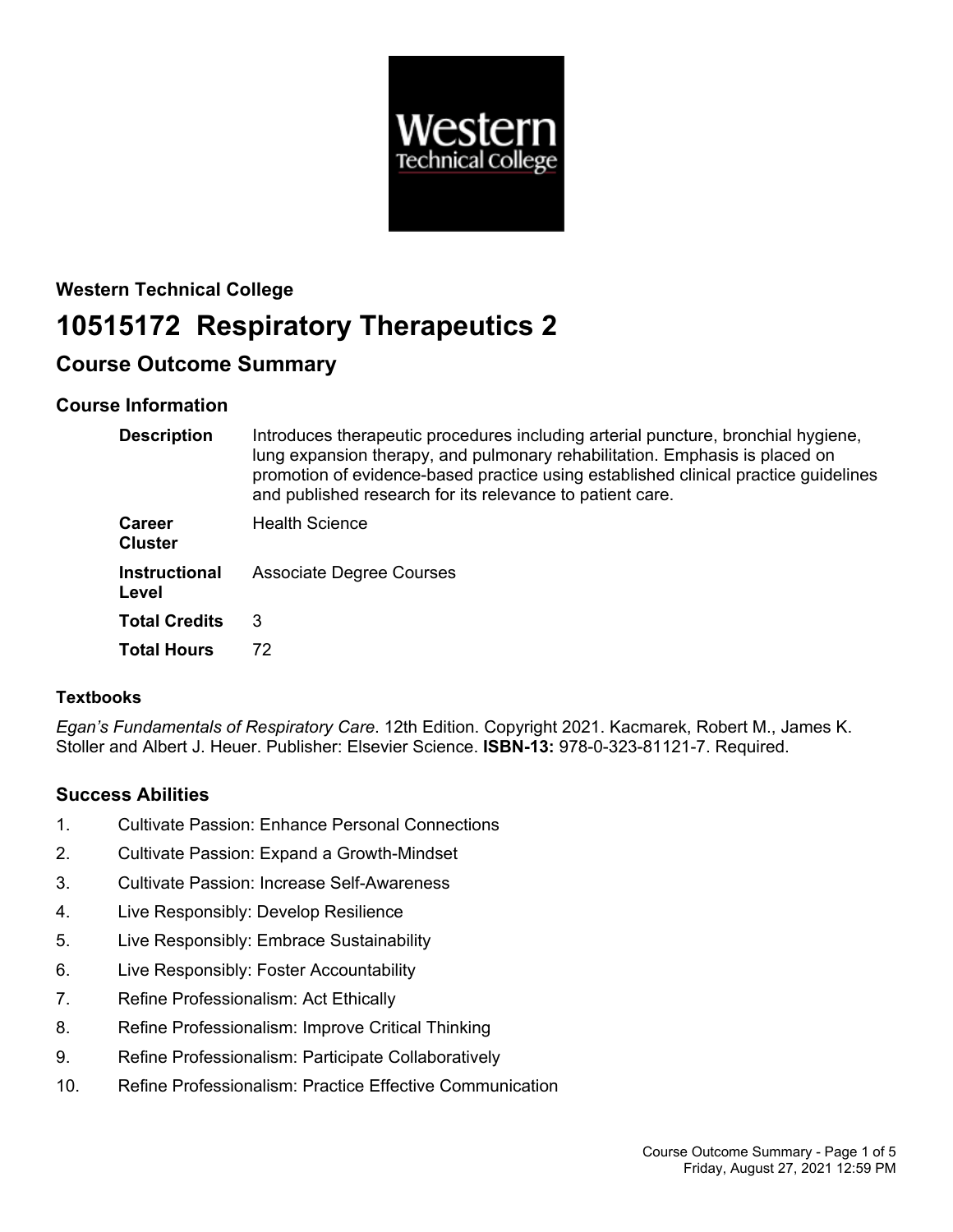**Western Technical College**

# 10515172 Respiratory Therapeutics 2

## Course Outcome Summary

### Course Information

| | |
|---|---|
| **Description** | Introduces therapeutic procedures including arterial puncture, bronchial hygiene, lung expansion therapy, and pulmonary rehabilitation. Emphasis is placed on promotion of evidence-based practice using established clinical practice guidelines and published research for its relevance to patient care. |
| **Career Cluster** | Health Science |
| **Instructional Level** | Associate Degree Courses |
| **Total Credits** | 3 |
| **Total Hours** | 72 |

### Textbooks

*Egan's Fundamentals of Respiratory Care*. 12th Edition. Copyright 2021. Kacmarek, Robert M., James K. Stoller and Albert J. Heuer. Publisher: Elsevier Science. **ISBN-13:** 978-0-323-81121-7. Required.

### Success Abilities

1. Cultivate Passion: Enhance Personal Connections
2. Cultivate Passion: Expand a Growth-Mindset
3. Cultivate Passion: Increase Self-Awareness
4. Live Responsibly: Develop Resilience
5. Live Responsibly: Embrace Sustainability
6. Live Responsibly: Foster Accountability
7. Refine Professionalism: Act Ethically
8. Refine Professionalism: Improve Critical Thinking
9. Refine Professionalism: Participate Collaboratively
10. Refine Professionalism: Practice Effective Communication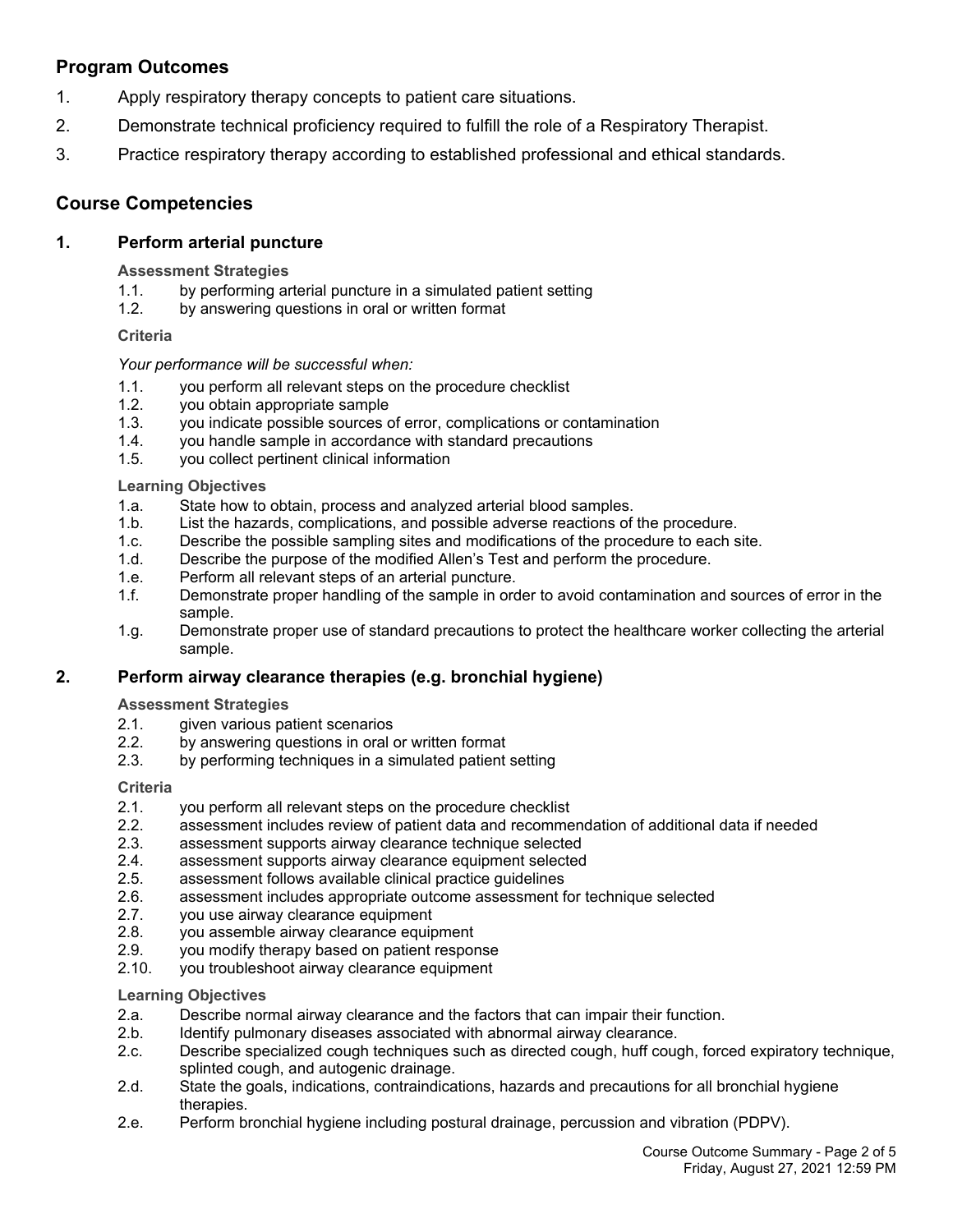## Program Outcomes

1. Apply respiratory therapy concepts to patient care situations.
2. Demonstrate technical proficiency required to fulfill the role of a Respiratory Therapist.
3. Practice respiratory therapy according to established professional and ethical standards.

## Course Competencies

### 1. Perform arterial puncture

**Assessment Strategies**

1.1. by performing arterial puncture in a simulated patient setting
1.2. by answering questions in oral or written format

**Criteria**

*Your performance will be successful when:*

1.1. you perform all relevant steps on the procedure checklist
1.2. you obtain appropriate sample
1.3. you indicate possible sources of error, complications or contamination
1.4. you handle sample in accordance with standard precautions
1.5. you collect pertinent clinical information

**Learning Objectives**

1.a. State how to obtain, process and analyzed arterial blood samples.
1.b. List the hazards, complications, and possible adverse reactions of the procedure.
1.c. Describe the possible sampling sites and modifications of the procedure to each site.
1.d. Describe the purpose of the modified Allen's Test and perform the procedure.
1.e. Perform all relevant steps of an arterial puncture.
1.f. Demonstrate proper handling of the sample in order to avoid contamination and sources of error in the sample.
1.g. Demonstrate proper use of standard precautions to protect the healthcare worker collecting the arterial sample.

### 2. Perform airway clearance therapies (e.g. bronchial hygiene)

**Assessment Strategies**

2.1. given various patient scenarios
2.2. by answering questions in oral or written format
2.3. by performing techniques in a simulated patient setting

**Criteria**

2.1. you perform all relevant steps on the procedure checklist
2.2. assessment includes review of patient data and recommendation of additional data if needed
2.3. assessment supports airway clearance technique selected
2.4. assessment supports airway clearance equipment selected
2.5. assessment follows available clinical practice guidelines
2.6. assessment includes appropriate outcome assessment for technique selected
2.7. you use airway clearance equipment
2.8. you assemble airway clearance equipment
2.9. you modify therapy based on patient response
2.10. you troubleshoot airway clearance equipment

**Learning Objectives**

2.a. Describe normal airway clearance and the factors that can impair their function.
2.b. Identify pulmonary diseases associated with abnormal airway clearance.
2.c. Describe specialized cough techniques such as directed cough, huff cough, forced expiratory technique, splinted cough, and autogenic drainage.
2.d. State the goals, indications, contraindications, hazards and precautions for all bronchial hygiene therapies.
2.e. Perform bronchial hygiene including postural drainage, percussion and vibration (PDPV).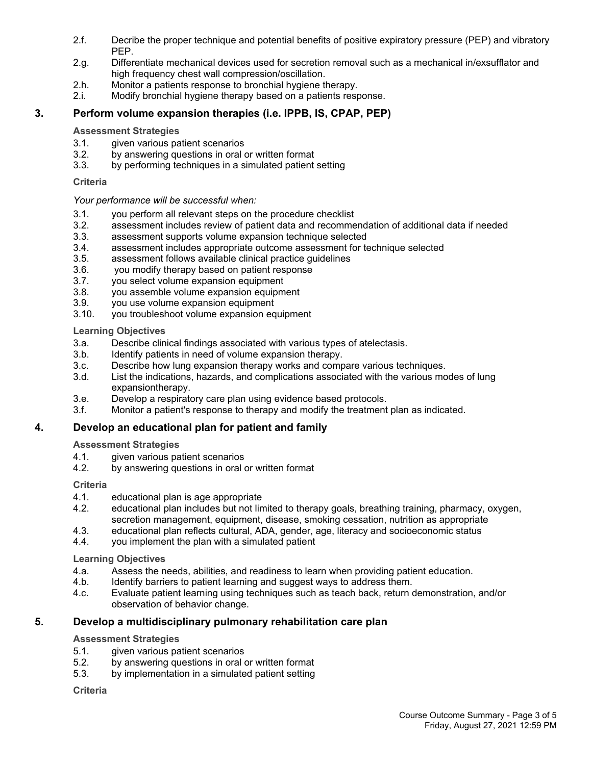2.f. Decribe the proper technique and potential benefits of positive expiratory pressure (PEP) and vibratory PEP.
2.g. Differentiate mechanical devices used for secretion removal such as a mechanical in/exsufflator and high frequency chest wall compression/oscillation.
2.h. Monitor a patients response to bronchial hygiene therapy.
2.i. Modify bronchial hygiene therapy based on a patients response.

## 3. Perform volume expansion therapies (i.e. IPPB, IS, CPAP, PEP)

**Assessment Strategies**

3.1. given various patient scenarios
3.2. by answering questions in oral or written format
3.3. by performing techniques in a simulated patient setting

**Criteria**

*Your performance will be successful when:*

3.1. you perform all relevant steps on the procedure checklist
3.2. assessment includes review of patient data and recommendation of additional data if needed
3.3. assessment supports volume expansion technique selected
3.4. assessment includes appropriate outcome assessment for technique selected
3.5. assessment follows available clinical practice guidelines
3.6. you modify therapy based on patient response
3.7. you select volume expansion equipment
3.8. you assemble volume expansion equipment
3.9. you use volume expansion equipment
3.10. you troubleshoot volume expansion equipment

**Learning Objectives**

3.a. Describe clinical findings associated with various types of atelectasis.
3.b. Identify patients in need of volume expansion therapy.
3.c. Describe how lung expansion therapy works and compare various techniques.
3.d. List the indications, hazards, and complications associated with the various modes of lung expansiontherapy.
3.e. Develop a respiratory care plan using evidence based protocols.
3.f. Monitor a patient's response to therapy and modify the treatment plan as indicated.

## 4. Develop an educational plan for patient and family

**Assessment Strategies**

4.1. given various patient scenarios
4.2. by answering questions in oral or written format

**Criteria**

4.1. educational plan is age appropriate
4.2. educational plan includes but not limited to therapy goals, breathing training, pharmacy, oxygen, secretion management, equipment, disease, smoking cessation, nutrition as appropriate
4.3. educational plan reflects cultural, ADA, gender, age, literacy and socioeconomic status
4.4. you implement the plan with a simulated patient

**Learning Objectives**

4.a. Assess the needs, abilities, and readiness to learn when providing patient education.
4.b. Identify barriers to patient learning and suggest ways to address them.
4.c. Evaluate patient learning using techniques such as teach back, return demonstration, and/or observation of behavior change.

## 5. Develop a multidisciplinary pulmonary rehabilitation care plan

**Assessment Strategies**

5.1. given various patient scenarios
5.2. by answering questions in oral or written format
5.3. by implementation in a simulated patient setting

**Criteria**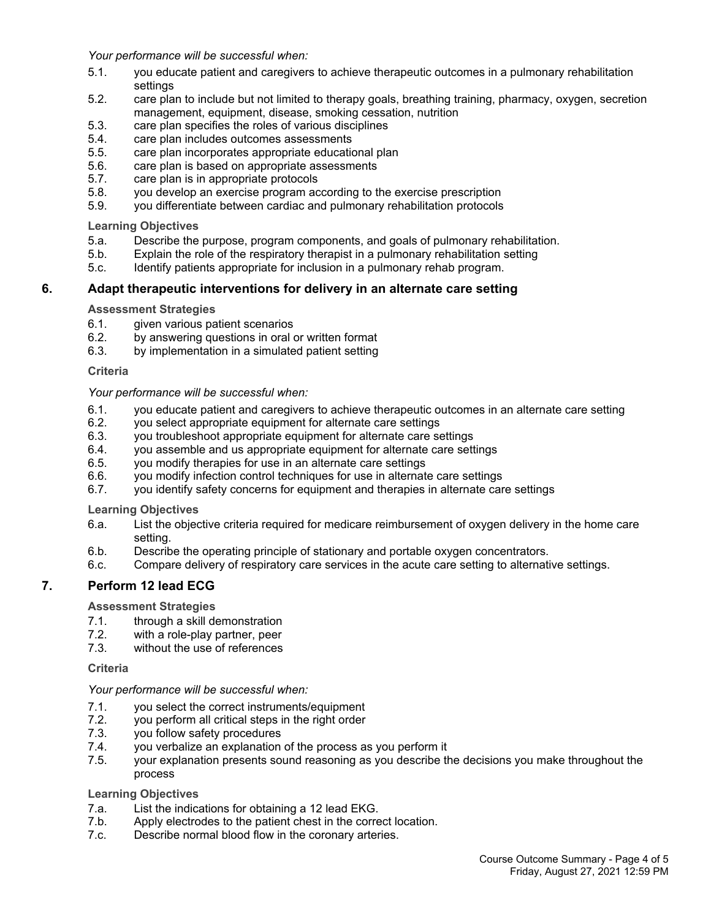*Your performance will be successful when:*

- 5.1. you educate patient and caregivers to achieve therapeutic outcomes in a pulmonary rehabilitation settings
- 5.2. care plan to include but not limited to therapy goals, breathing training, pharmacy, oxygen, secretion management, equipment, disease, smoking cessation, nutrition
- 5.3. care plan specifies the roles of various disciplines
- 5.4. care plan includes outcomes assessments
- 5.5. care plan incorporates appropriate educational plan
- 5.6. care plan is based on appropriate assessments
- 5.7. care plan is in appropriate protocols
- 5.8. you develop an exercise program according to the exercise prescription
- 5.9. you differentiate between cardiac and pulmonary rehabilitation protocols

**Learning Objectives**

- 5.a. Describe the purpose, program components, and goals of pulmonary rehabilitation.
- 5.b. Explain the role of the respiratory therapist in a pulmonary rehabilitation setting
- 5.c. Identify patients appropriate for inclusion in a pulmonary rehab program.

## 6. Adapt therapeutic interventions for delivery in an alternate care setting

**Assessment Strategies**

- 6.1. given various patient scenarios
- 6.2. by answering questions in oral or written format
- 6.3. by implementation in a simulated patient setting

**Criteria**

*Your performance will be successful when:*

- 6.1. you educate patient and caregivers to achieve therapeutic outcomes in an alternate care setting
- 6.2. you select appropriate equipment for alternate care settings
- 6.3. you troubleshoot appropriate equipment for alternate care settings
- 6.4. you assemble and us appropriate equipment for alternate care settings
- 6.5. you modify therapies for use in an alternate care settings
- 6.6. you modify infection control techniques for use in alternate care settings
- 6.7. you identify safety concerns for equipment and therapies in alternate care settings

**Learning Objectives**

- 6.a. List the objective criteria required for medicare reimbursement of oxygen delivery in the home care setting.
- 6.b. Describe the operating principle of stationary and portable oxygen concentrators.
- 6.c. Compare delivery of respiratory care services in the acute care setting to alternative settings.

## 7. Perform 12 lead ECG

**Assessment Strategies**

- 7.1. through a skill demonstration
- 7.2. with a role-play partner, peer
- 7.3. without the use of references

**Criteria**

*Your performance will be successful when:*

- 7.1. you select the correct instruments/equipment
- 7.2. you perform all critical steps in the right order
- 7.3. you follow safety procedures
- 7.4. you verbalize an explanation of the process as you perform it
- 7.5. your explanation presents sound reasoning as you describe the decisions you make throughout the process

**Learning Objectives**

- 7.a. List the indications for obtaining a 12 lead EKG.
- 7.b. Apply electrodes to the patient chest in the correct location.
- 7.c. Describe normal blood flow in the coronary arteries.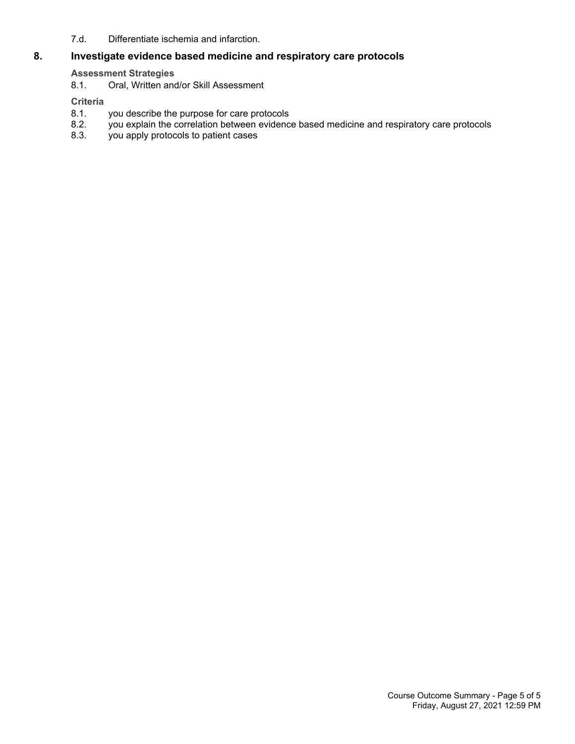7.d. Differentiate ischemia and infarction.

## 8. Investigate evidence based medicine and respiratory care protocols

**Assessment Strategies**

8.1. Oral, Written and/or Skill Assessment

**Criteria**

8.1. you describe the purpose for care protocols
8.2. you explain the correlation between evidence based medicine and respiratory care protocols
8.3. you apply protocols to patient cases